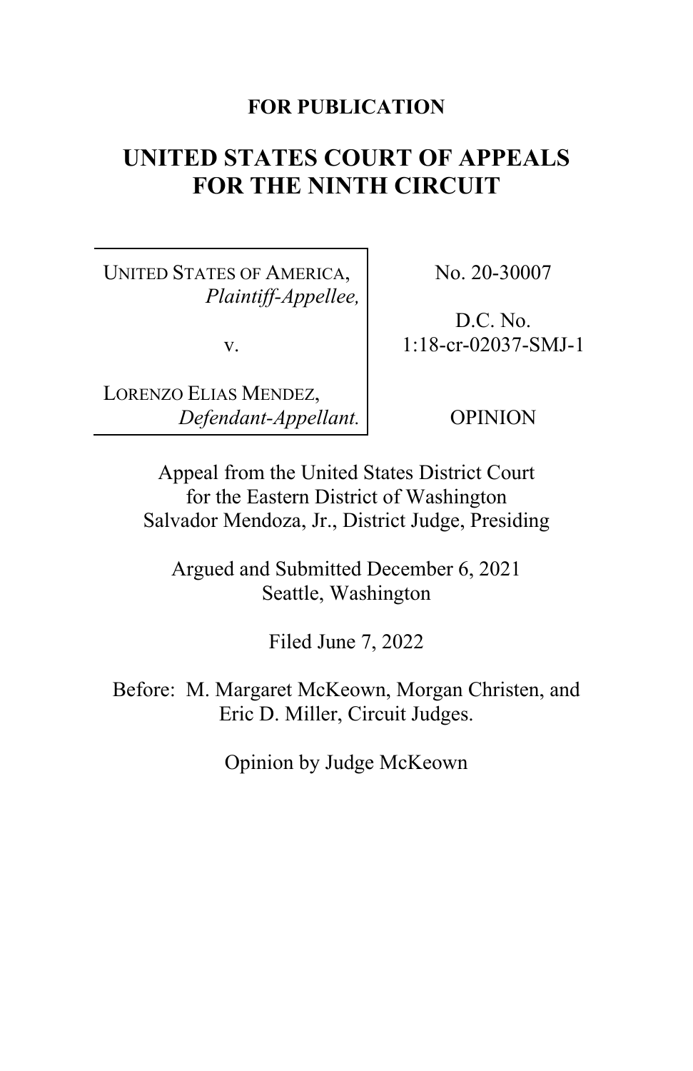**FOR PUBLICATION**

# UNITED STATES COURT OF APPEALS FOR THE NINTH CIRCUIT

| | |
|---|---|
| UNITED STATES OF AMERICA, *Plaintiff-Appellee,* | No. 20-30007 |
| v. | D.C. No. 1:18-cr-02037-SMJ-1 |
| LORENZO ELIAS MENDEZ, *Defendant-Appellant.* | OPINION |

Appeal from the United States District Court for the Eastern District of Washington
Salvador Mendoza, Jr., District Judge, Presiding

Argued and Submitted December 6, 2021
Seattle, Washington

Filed June 7, 2022

Before: M. Margaret McKeown, Morgan Christen, and Eric D. Miller, Circuit Judges.

Opinion by Judge McKeown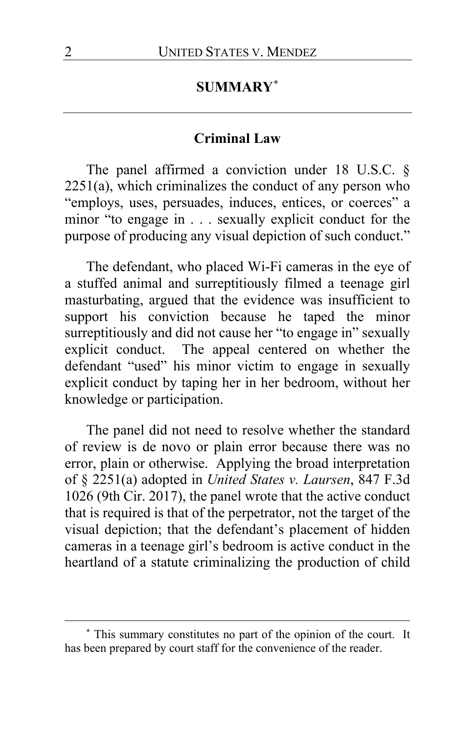## SUMMARY[*]

### Criminal Law

The panel affirmed a conviction under 18 U.S.C. § 2251(a), which criminalizes the conduct of any person who "employs, uses, persuades, induces, entices, or coerces" a minor "to engage in . . . sexually explicit conduct for the purpose of producing any visual depiction of such conduct."

The defendant, who placed Wi-Fi cameras in the eye of a stuffed animal and surreptitiously filmed a teenage girl masturbating, argued that the evidence was insufficient to support his conviction because he taped the minor surreptitiously and did not cause her "to engage in" sexually explicit conduct. The appeal centered on whether the defendant "used" his minor victim to engage in sexually explicit conduct by taping her in her bedroom, without her knowledge or participation.

The panel did not need to resolve whether the standard of review is de novo or plain error because there was no error, plain or otherwise. Applying the broad interpretation of § 2251(a) adopted in *United States v. Laursen*, 847 F.3d 1026 (9th Cir. 2017), the panel wrote that the active conduct that is required is that of the perpetrator, not the target of the visual depiction; that the defendant's placement of hidden cameras in a teenage girl's bedroom is active conduct in the heartland of a statute criminalizing the production of child

---

[*] This summary constitutes no part of the opinion of the court. It has been prepared by court staff for the convenience of the reader.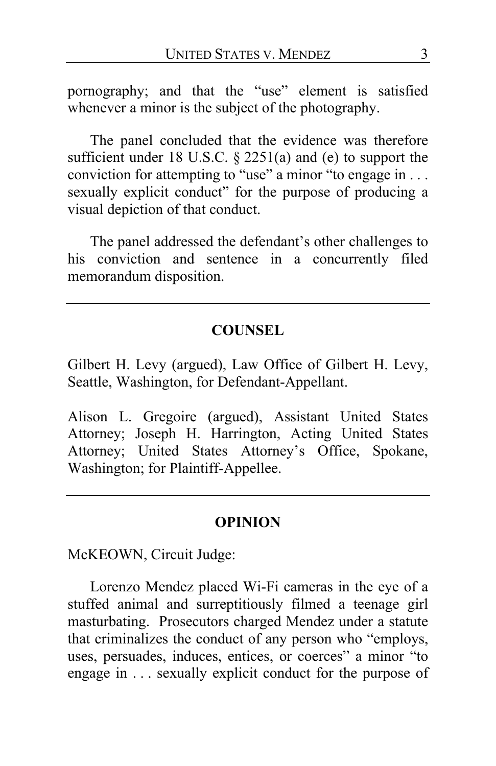pornography; and that the "use" element is satisfied whenever a minor is the subject of the photography.

The panel concluded that the evidence was therefore sufficient under 18 U.S.C. § 2251(a) and (e) to support the conviction for attempting to "use" a minor "to engage in . . . sexually explicit conduct" for the purpose of producing a visual depiction of that conduct.

The panel addressed the defendant's other challenges to his conviction and sentence in a concurrently filed memorandum disposition.

---

## COUNSEL

Gilbert H. Levy (argued), Law Office of Gilbert H. Levy, Seattle, Washington, for Defendant-Appellant.

Alison L. Gregoire (argued), Assistant United States Attorney; Joseph H. Harrington, Acting United States Attorney; United States Attorney's Office, Spokane, Washington; for Plaintiff-Appellee.

---

## OPINION

McKEOWN, Circuit Judge:

Lorenzo Mendez placed Wi-Fi cameras in the eye of a stuffed animal and surreptitiously filmed a teenage girl masturbating. Prosecutors charged Mendez under a statute that criminalizes the conduct of any person who "employs, uses, persuades, induces, entices, or coerces" a minor "to engage in . . . sexually explicit conduct for the purpose of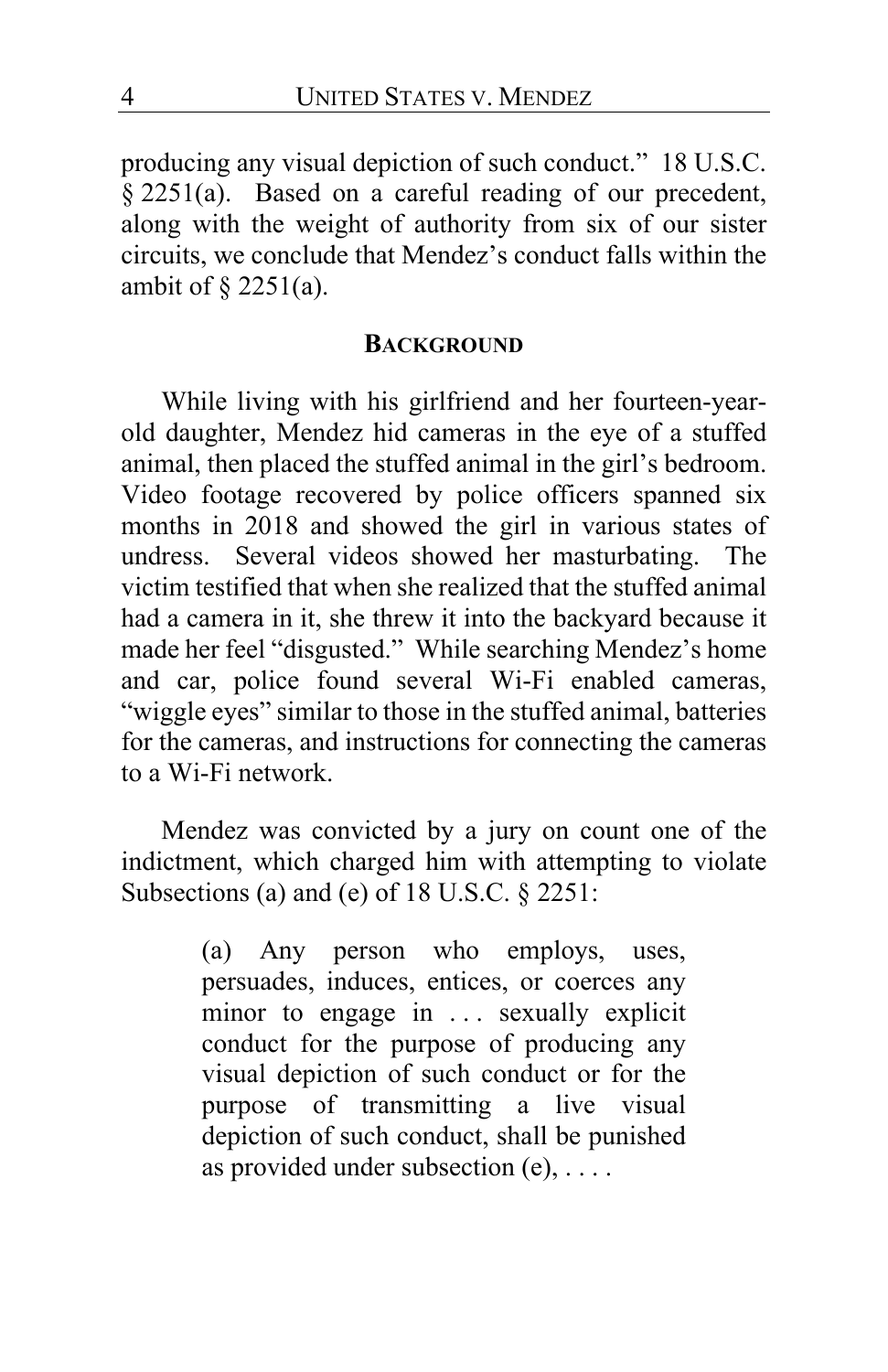producing any visual depiction of such conduct." 18 U.S.C. § 2251(a). Based on a careful reading of our precedent, along with the weight of authority from six of our sister circuits, we conclude that Mendez's conduct falls within the ambit of § 2251(a).

## BACKGROUND

While living with his girlfriend and her fourteen-year-old daughter, Mendez hid cameras in the eye of a stuffed animal, then placed the stuffed animal in the girl's bedroom. Video footage recovered by police officers spanned six months in 2018 and showed the girl in various states of undress. Several videos showed her masturbating. The victim testified that when she realized that the stuffed animal had a camera in it, she threw it into the backyard because it made her feel "disgusted." While searching Mendez's home and car, police found several Wi-Fi enabled cameras, "wiggle eyes" similar to those in the stuffed animal, batteries for the cameras, and instructions for connecting the cameras to a Wi-Fi network.

Mendez was convicted by a jury on count one of the indictment, which charged him with attempting to violate Subsections (a) and (e) of 18 U.S.C. § 2251:

> (a) Any person who employs, uses, persuades, induces, entices, or coerces any minor to engage in . . . sexually explicit conduct for the purpose of producing any visual depiction of such conduct or for the purpose of transmitting a live visual depiction of such conduct, shall be punished as provided under subsection (e), . . . .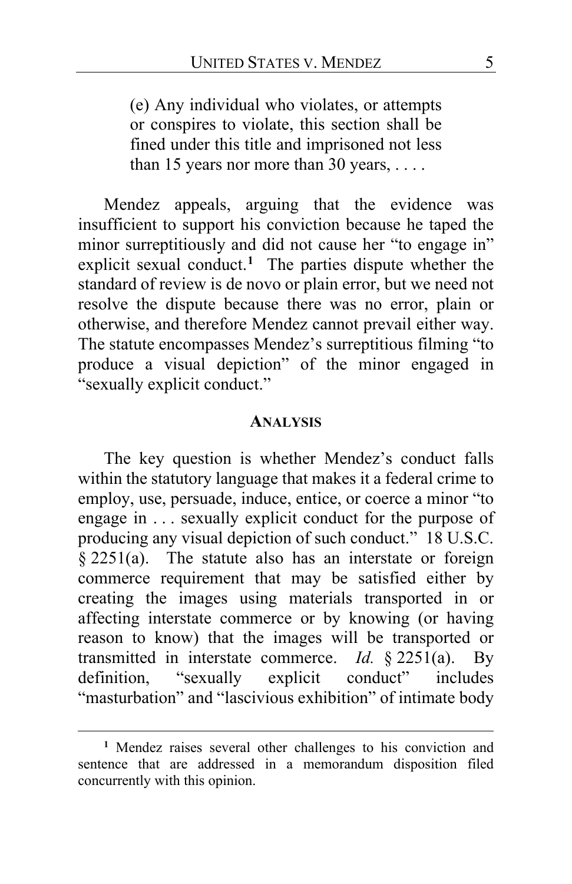> (e) Any individual who violates, or attempts or conspires to violate, this section shall be fined under this title and imprisoned not less than 15 years nor more than 30 years, . . . .

Mendez appeals, arguing that the evidence was insufficient to support his conviction because he taped the minor surreptitiously and did not cause her "to engage in" explicit sexual conduct.[1] The parties dispute whether the standard of review is de novo or plain error, but we need not resolve the dispute because there was no error, plain or otherwise, and therefore Mendez cannot prevail either way. The statute encompasses Mendez's surreptitious filming "to produce a visual depiction" of the minor engaged in "sexually explicit conduct."

**ANALYSIS**

The key question is whether Mendez's conduct falls within the statutory language that makes it a federal crime to employ, use, persuade, induce, entice, or coerce a minor "to engage in . . . sexually explicit conduct for the purpose of producing any visual depiction of such conduct." 18 U.S.C. § 2251(a). The statute also has an interstate or foreign commerce requirement that may be satisfied either by creating the images using materials transported in or affecting interstate commerce or by knowing (or having reason to know) that the images will be transported or transmitted in interstate commerce. *Id.* § 2251(a). By definition, "sexually explicit conduct" includes "masturbation" and "lascivious exhibition" of intimate body

---

[1] Mendez raises several other challenges to his conviction and sentence that are addressed in a memorandum disposition filed concurrently with this opinion.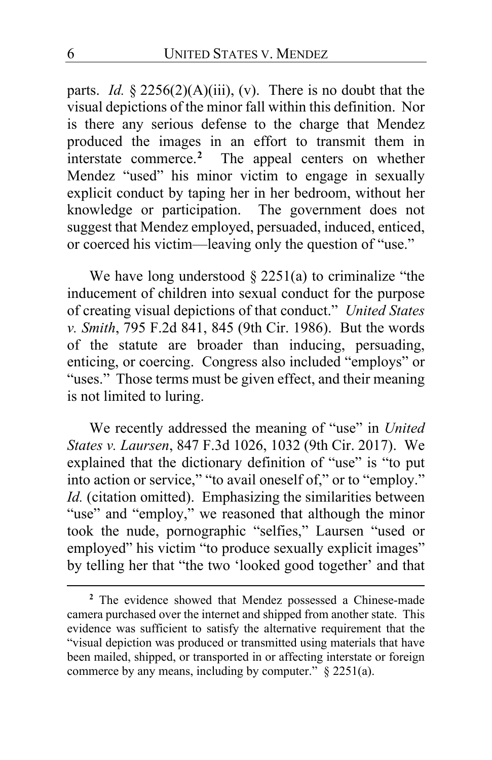parts. *Id.* § 2256(2)(A)(iii), (v). There is no doubt that the visual depictions of the minor fall within this definition. Nor is there any serious defense to the charge that Mendez produced the images in an effort to transmit them in interstate commerce.[2] The appeal centers on whether Mendez "used" his minor victim to engage in sexually explicit conduct by taping her in her bedroom, without her knowledge or participation. The government does not suggest that Mendez employed, persuaded, induced, enticed, or coerced his victim—leaving only the question of "use."

We have long understood § 2251(a) to criminalize "the inducement of children into sexual conduct for the purpose of creating visual depictions of that conduct." *United States v. Smith*, 795 F.2d 841, 845 (9th Cir. 1986). But the words of the statute are broader than inducing, persuading, enticing, or coercing. Congress also included "employs" or "uses." Those terms must be given effect, and their meaning is not limited to luring.

We recently addressed the meaning of "use" in *United States v. Laursen*, 847 F.3d 1026, 1032 (9th Cir. 2017). We explained that the dictionary definition of "use" is "to put into action or service," "to avail oneself of," or to "employ." *Id.* (citation omitted). Emphasizing the similarities between "use" and "employ," we reasoned that although the minor took the nude, pornographic "selfies," Laursen "used or employed" his victim "to produce sexually explicit images" by telling her that "the two 'looked good together' and that

---

[2] The evidence showed that Mendez possessed a Chinese-made camera purchased over the internet and shipped from another state. This evidence was sufficient to satisfy the alternative requirement that the "visual depiction was produced or transmitted using materials that have been mailed, shipped, or transported in or affecting interstate or foreign commerce by any means, including by computer." § 2251(a).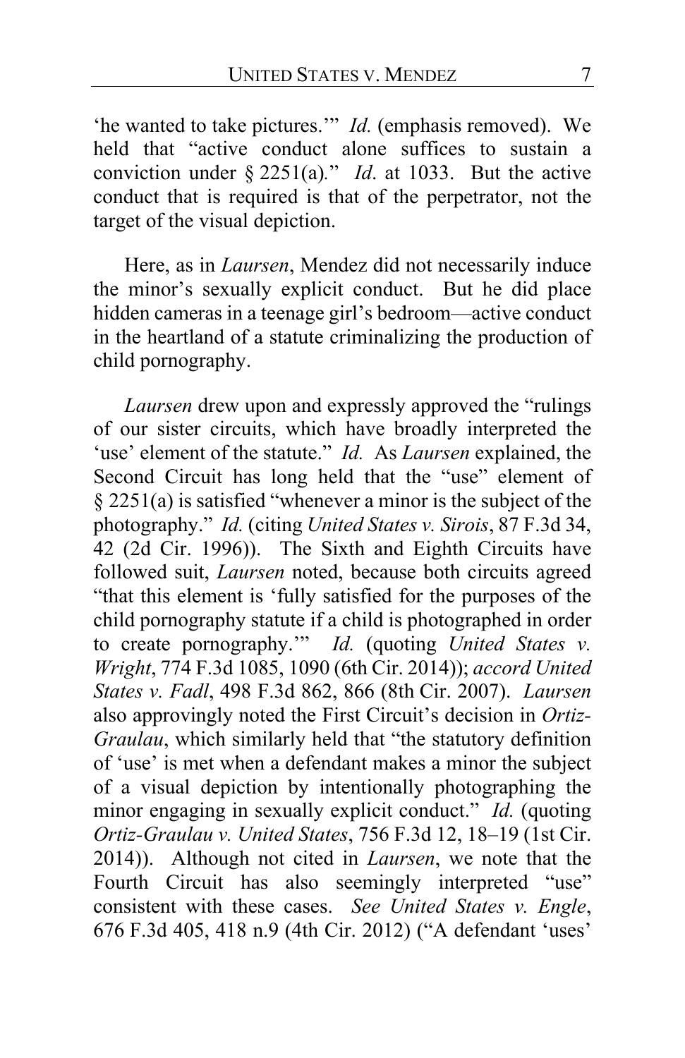'he wanted to take pictures.'" *Id.* (emphasis removed). We held that "active conduct alone suffices to sustain a conviction under § 2251(a)." *Id*. at 1033. But the active conduct that is required is that of the perpetrator, not the target of the visual depiction.

Here, as in *Laursen*, Mendez did not necessarily induce the minor's sexually explicit conduct. But he did place hidden cameras in a teenage girl's bedroom—active conduct in the heartland of a statute criminalizing the production of child pornography.

*Laursen* drew upon and expressly approved the "rulings of our sister circuits, which have broadly interpreted the 'use' element of the statute." *Id.* As *Laursen* explained, the Second Circuit has long held that the "use" element of § 2251(a) is satisfied "whenever a minor is the subject of the photography." *Id.* (citing *United States v. Sirois*, 87 F.3d 34, 42 (2d Cir. 1996)). The Sixth and Eighth Circuits have followed suit, *Laursen* noted, because both circuits agreed "that this element is 'fully satisfied for the purposes of the child pornography statute if a child is photographed in order to create pornography.'" *Id.* (quoting *United States v. Wright*, 774 F.3d 1085, 1090 (6th Cir. 2014)); *accord United States v. Fadl*, 498 F.3d 862, 866 (8th Cir. 2007). *Laursen* also approvingly noted the First Circuit's decision in *Ortiz-Graulau*, which similarly held that "the statutory definition of 'use' is met when a defendant makes a minor the subject of a visual depiction by intentionally photographing the minor engaging in sexually explicit conduct." *Id.* (quoting *Ortiz-Graulau v. United States*, 756 F.3d 12, 18–19 (1st Cir. 2014)). Although not cited in *Laursen*, we note that the Fourth Circuit has also seemingly interpreted "use" consistent with these cases. *See United States v. Engle*, 676 F.3d 405, 418 n.9 (4th Cir. 2012) ("A defendant 'uses'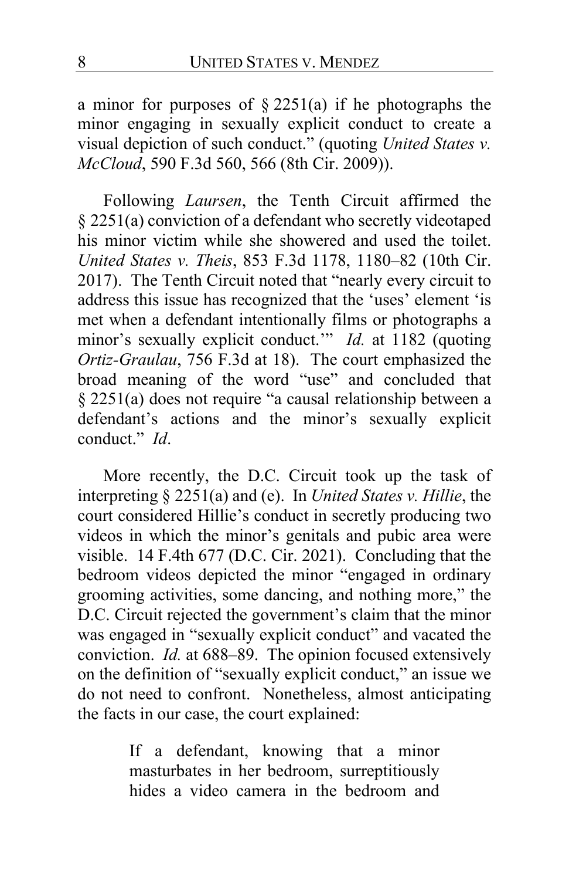a minor for purposes of § 2251(a) if he photographs the minor engaging in sexually explicit conduct to create a visual depiction of such conduct." (quoting *United States v. McCloud*, 590 F.3d 560, 566 (8th Cir. 2009)).

Following *Laursen*, the Tenth Circuit affirmed the § 2251(a) conviction of a defendant who secretly videotaped his minor victim while she showered and used the toilet. *United States v. Theis*, 853 F.3d 1178, 1180–82 (10th Cir. 2017). The Tenth Circuit noted that "nearly every circuit to address this issue has recognized that the 'uses' element 'is met when a defendant intentionally films or photographs a minor's sexually explicit conduct.'" *Id.* at 1182 (quoting *Ortiz-Graulau*, 756 F.3d at 18). The court emphasized the broad meaning of the word "use" and concluded that § 2251(a) does not require "a causal relationship between a defendant's actions and the minor's sexually explicit conduct." *Id*.

More recently, the D.C. Circuit took up the task of interpreting § 2251(a) and (e). In *United States v. Hillie*, the court considered Hillie's conduct in secretly producing two videos in which the minor's genitals and pubic area were visible. 14 F.4th 677 (D.C. Cir. 2021). Concluding that the bedroom videos depicted the minor "engaged in ordinary grooming activities, some dancing, and nothing more," the D.C. Circuit rejected the government's claim that the minor was engaged in "sexually explicit conduct" and vacated the conviction. *Id.* at 688–89. The opinion focused extensively on the definition of "sexually explicit conduct," an issue we do not need to confront. Nonetheless, almost anticipating the facts in our case, the court explained:

> If a defendant, knowing that a minor masturbates in her bedroom, surreptitiously hides a video camera in the bedroom and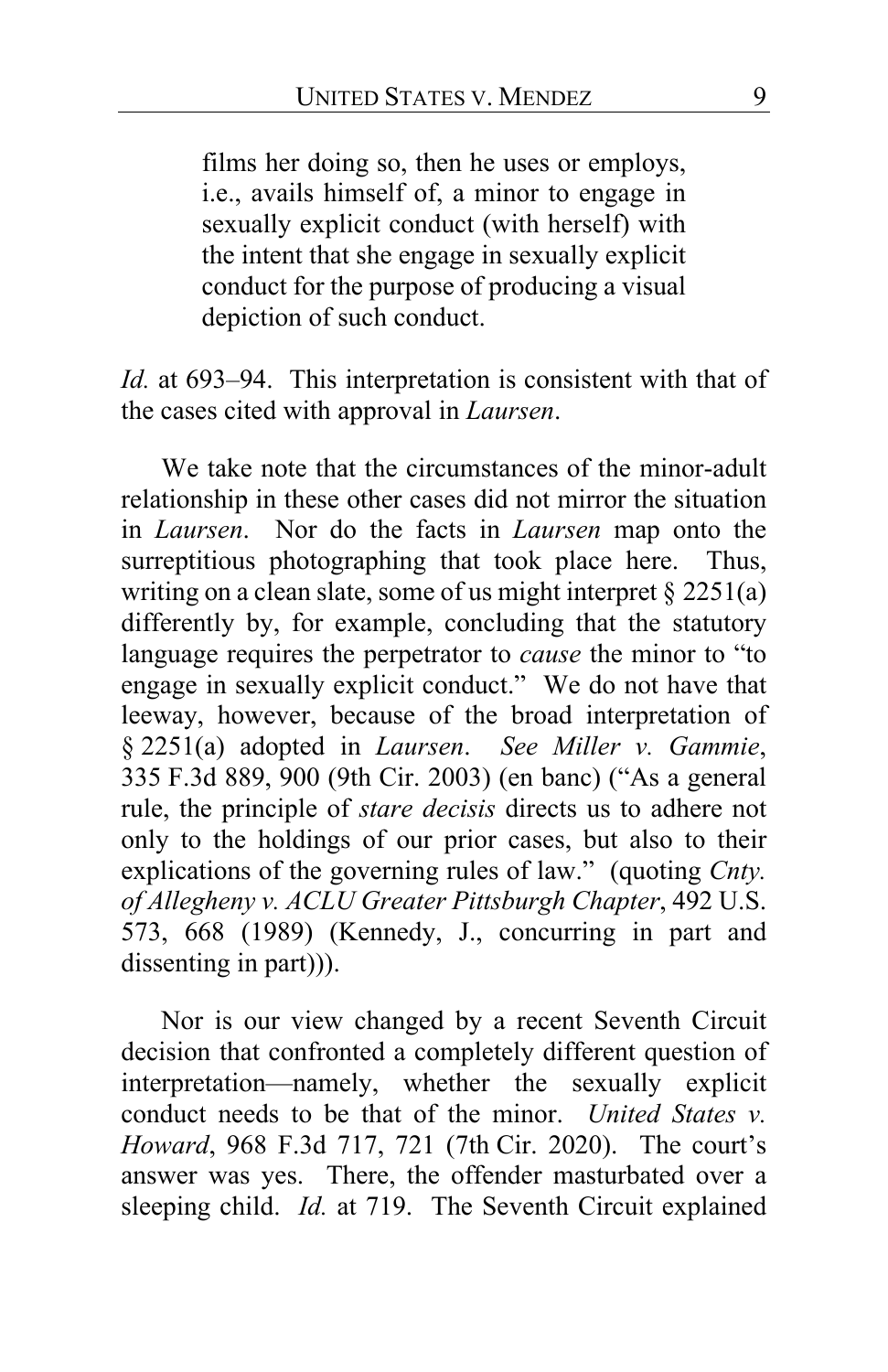> films her doing so, then he uses or employs, i.e., avails himself of, a minor to engage in sexually explicit conduct (with herself) with the intent that she engage in sexually explicit conduct for the purpose of producing a visual depiction of such conduct.

*Id.* at 693–94. This interpretation is consistent with that of the cases cited with approval in *Laursen*.

We take note that the circumstances of the minor-adult relationship in these other cases did not mirror the situation in *Laursen*. Nor do the facts in *Laursen* map onto the surreptitious photographing that took place here. Thus, writing on a clean slate, some of us might interpret § 2251(a) differently by, for example, concluding that the statutory language requires the perpetrator to *cause* the minor to "to engage in sexually explicit conduct." We do not have that leeway, however, because of the broad interpretation of § 2251(a) adopted in *Laursen*. *See Miller v. Gammie*, 335 F.3d 889, 900 (9th Cir. 2003) (en banc) ("As a general rule, the principle of *stare decisis* directs us to adhere not only to the holdings of our prior cases, but also to their explications of the governing rules of law." (quoting *Cnty. of Allegheny v. ACLU Greater Pittsburgh Chapter*, 492 U.S. 573, 668 (1989) (Kennedy, J., concurring in part and dissenting in part))).

Nor is our view changed by a recent Seventh Circuit decision that confronted a completely different question of interpretation—namely, whether the sexually explicit conduct needs to be that of the minor. *United States v. Howard*, 968 F.3d 717, 721 (7th Cir. 2020). The court's answer was yes. There, the offender masturbated over a sleeping child. *Id.* at 719. The Seventh Circuit explained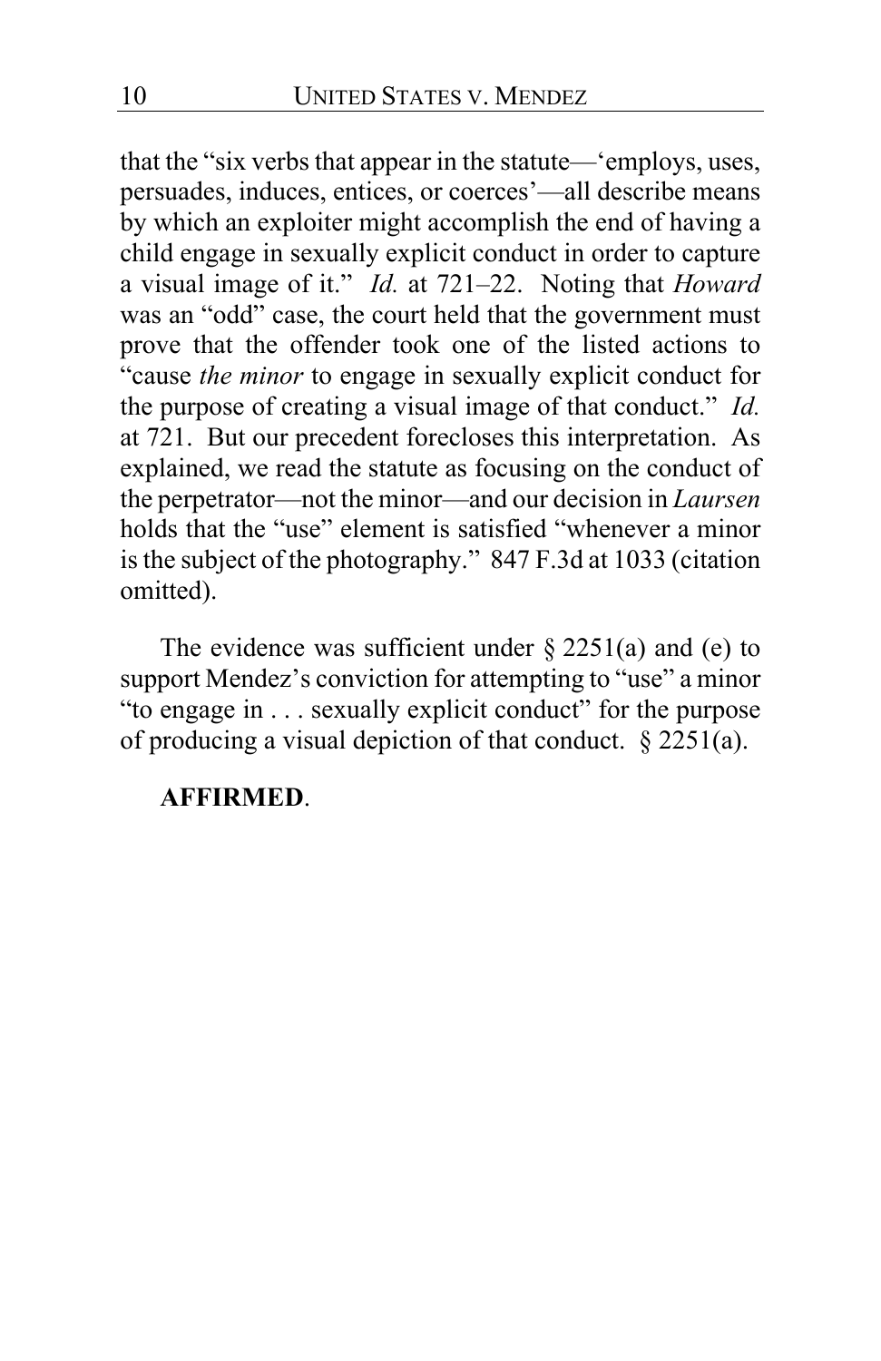that the "six verbs that appear in the statute—'employs, uses, persuades, induces, entices, or coerces'—all describe means by which an exploiter might accomplish the end of having a child engage in sexually explicit conduct in order to capture a visual image of it." *Id.* at 721–22. Noting that *Howard* was an "odd" case, the court held that the government must prove that the offender took one of the listed actions to "cause *the minor* to engage in sexually explicit conduct for the purpose of creating a visual image of that conduct." *Id.* at 721. But our precedent forecloses this interpretation. As explained, we read the statute as focusing on the conduct of the perpetrator—not the minor—and our decision in *Laursen* holds that the "use" element is satisfied "whenever a minor is the subject of the photography." 847 F.3d at 1033 (citation omitted).

The evidence was sufficient under § 2251(a) and (e) to support Mendez's conviction for attempting to "use" a minor "to engage in . . . sexually explicit conduct" for the purpose of producing a visual depiction of that conduct. § 2251(a).

**AFFIRMED**.